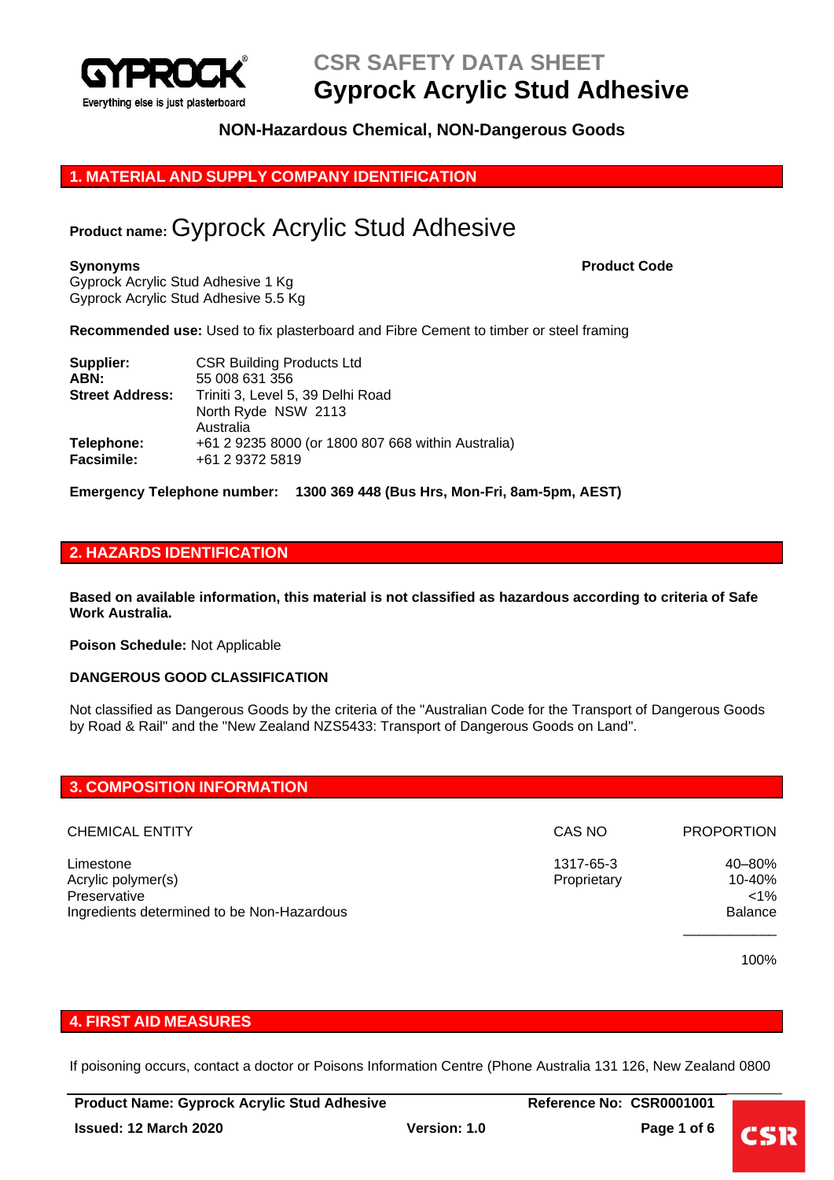# CSR SAFETY DATA SHEET
# Gyprock Acrylic Stud Adhesive

**NON-Hazardous Chemical, NON-Dangerous Goods**

## 1. MATERIAL AND SUPPLY COMPANY IDENTIFICATION

**Product name:** Gyprock Acrylic Stud Adhesive

**Synonyms**
Gyprock Acrylic Stud Adhesive 1 Kg
Gyprock Acrylic Stud Adhesive 5.5 Kg

**Product Code**

**Recommended use:** Used to fix plasterboard and Fibre Cement to timber or steel framing

**Supplier:** CSR Building Products Ltd
**ABN:** 55 008 631 356
**Street Address:** Triniti 3, Level 5, 39 Delhi Road
North Ryde NSW 2113
Australia
**Telephone:** +61 2 9235 8000 (or 1800 807 668 within Australia)
**Facsimile:** +61 2 9372 5819

**Emergency Telephone number: 1300 369 448 (Bus Hrs, Mon-Fri, 8am-5pm, AEST)**

## 2. HAZARDS IDENTIFICATION

**Based on available information, this material is not classified as hazardous according to criteria of Safe Work Australia.**

**Poison Schedule:** Not Applicable

**DANGEROUS GOOD CLASSIFICATION**

Not classified as Dangerous Goods by the criteria of the "Australian Code for the Transport of Dangerous Goods by Road & Rail" and the "New Zealand NZS5433: Transport of Dangerous Goods on Land".

## 3. COMPOSITION INFORMATION

| CHEMICAL ENTITY | CAS NO | PROPORTION |
|---|---|---|
| Limestone | 1317-65-3 | 40–80% |
| Acrylic polymer(s) | Proprietary | 10-40% |
| Preservative | | <1% |
| Ingredients determined to be Non-Hazardous | | Balance |
| | | 100% |

## 4. FIRST AID MEASURES

If poisoning occurs, contact a doctor or Poisons Information Centre (Phone Australia 131 126, New Zealand 0800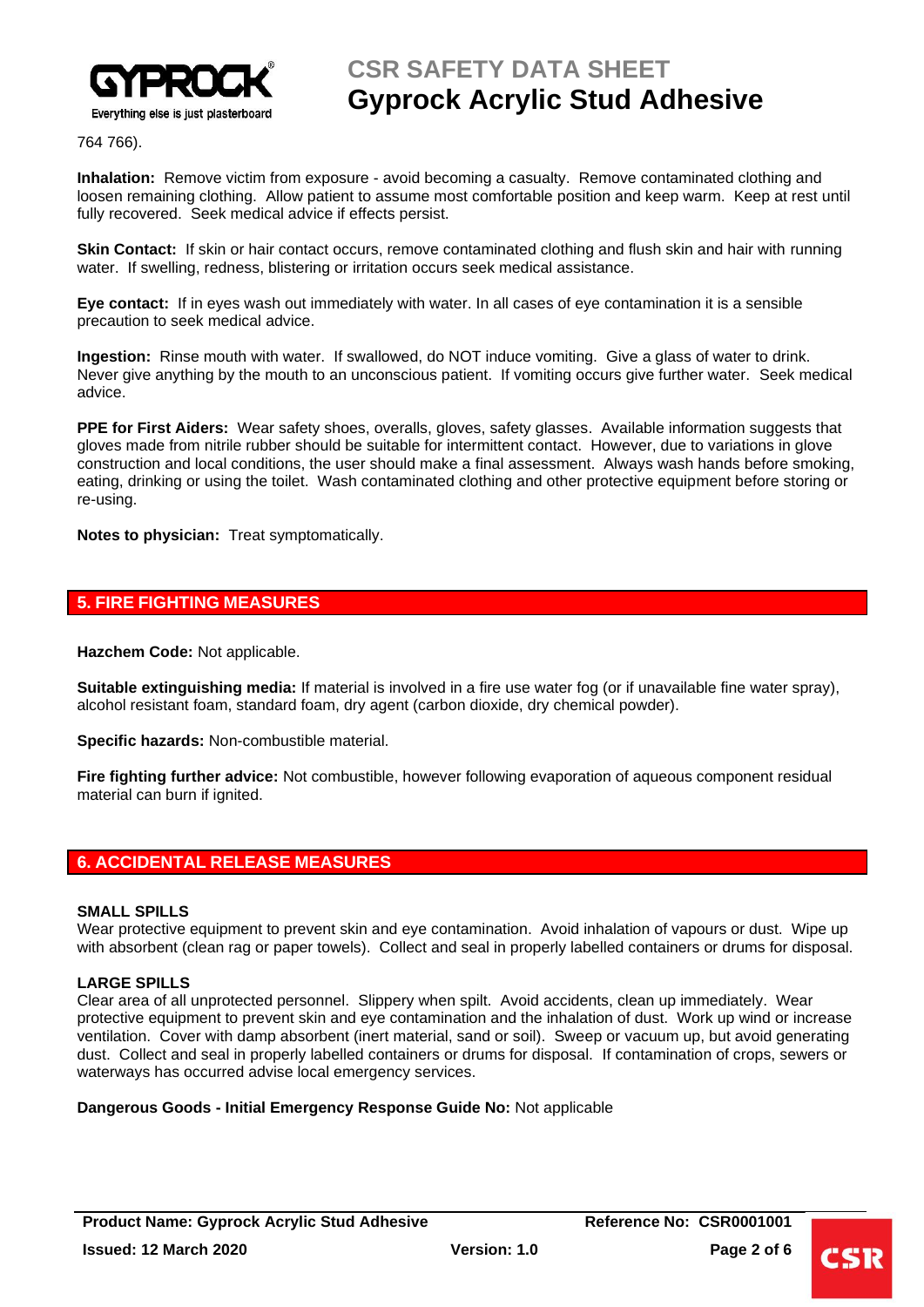764 766).

**Inhalation:** Remove victim from exposure - avoid becoming a casualty. Remove contaminated clothing and loosen remaining clothing. Allow patient to assume most comfortable position and keep warm. Keep at rest until fully recovered. Seek medical advice if effects persist.

**Skin Contact:** If skin or hair contact occurs, remove contaminated clothing and flush skin and hair with running water. If swelling, redness, blistering or irritation occurs seek medical assistance.

**Eye contact:** If in eyes wash out immediately with water. In all cases of eye contamination it is a sensible precaution to seek medical advice.

**Ingestion:** Rinse mouth with water. If swallowed, do NOT induce vomiting. Give a glass of water to drink. Never give anything by the mouth to an unconscious patient. If vomiting occurs give further water. Seek medical advice.

**PPE for First Aiders:** Wear safety shoes, overalls, gloves, safety glasses. Available information suggests that gloves made from nitrile rubber should be suitable for intermittent contact. However, due to variations in glove construction and local conditions, the user should make a final assessment. Always wash hands before smoking, eating, drinking or using the toilet. Wash contaminated clothing and other protective equipment before storing or re-using.

**Notes to physician:** Treat symptomatically.

## 5. FIRE FIGHTING MEASURES

**Hazchem Code:** Not applicable.

**Suitable extinguishing media:** If material is involved in a fire use water fog (or if unavailable fine water spray), alcohol resistant foam, standard foam, dry agent (carbon dioxide, dry chemical powder).

**Specific hazards:** Non-combustible material.

**Fire fighting further advice:** Not combustible, however following evaporation of aqueous component residual material can burn if ignited.

## 6. ACCIDENTAL RELEASE MEASURES

**SMALL SPILLS**
Wear protective equipment to prevent skin and eye contamination. Avoid inhalation of vapours or dust. Wipe up with absorbent (clean rag or paper towels). Collect and seal in properly labelled containers or drums for disposal.

**LARGE SPILLS**
Clear area of all unprotected personnel. Slippery when spilt. Avoid accidents, clean up immediately. Wear protective equipment to prevent skin and eye contamination and the inhalation of dust. Work up wind or increase ventilation. Cover with damp absorbent (inert material, sand or soil). Sweep or vacuum up, but avoid generating dust. Collect and seal in properly labelled containers or drums for disposal. If contamination of crops, sewers or waterways has occurred advise local emergency services.

**Dangerous Goods - Initial Emergency Response Guide No:** Not applicable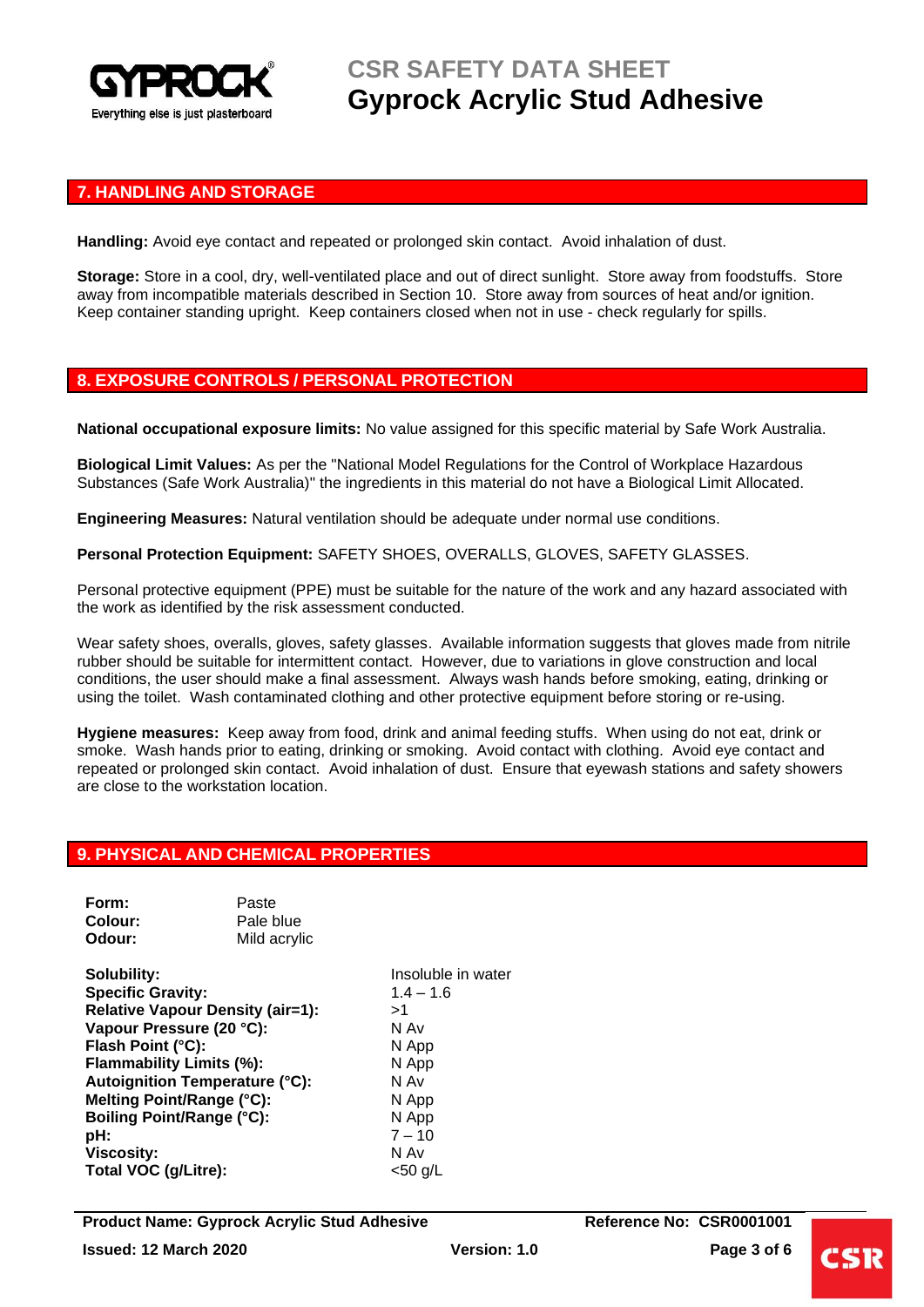## 7. HANDLING AND STORAGE

**Handling:** Avoid eye contact and repeated or prolonged skin contact. Avoid inhalation of dust.

**Storage:** Store in a cool, dry, well-ventilated place and out of direct sunlight. Store away from foodstuffs. Store away from incompatible materials described in Section 10. Store away from sources of heat and/or ignition. Keep container standing upright. Keep containers closed when not in use - check regularly for spills.

## 8. EXPOSURE CONTROLS / PERSONAL PROTECTION

**National occupational exposure limits:** No value assigned for this specific material by Safe Work Australia.

**Biological Limit Values:** As per the "National Model Regulations for the Control of Workplace Hazardous Substances (Safe Work Australia)" the ingredients in this material do not have a Biological Limit Allocated.

**Engineering Measures:** Natural ventilation should be adequate under normal use conditions.

**Personal Protection Equipment:** SAFETY SHOES, OVERALLS, GLOVES, SAFETY GLASSES.

Personal protective equipment (PPE) must be suitable for the nature of the work and any hazard associated with the work as identified by the risk assessment conducted.

Wear safety shoes, overalls, gloves, safety glasses. Available information suggests that gloves made from nitrile rubber should be suitable for intermittent contact. However, due to variations in glove construction and local conditions, the user should make a final assessment. Always wash hands before smoking, eating, drinking or using the toilet. Wash contaminated clothing and other protective equipment before storing or re-using.

**Hygiene measures:** Keep away from food, drink and animal feeding stuffs. When using do not eat, drink or smoke. Wash hands prior to eating, drinking or smoking. Avoid contact with clothing. Avoid eye contact and repeated or prolonged skin contact. Avoid inhalation of dust. Ensure that eyewash stations and safety showers are close to the workstation location.

## 9. PHYSICAL AND CHEMICAL PROPERTIES

**Form:** Paste
**Colour:** Pale blue
**Odour:** Mild acrylic

| Property | Value |
|---|---|
| **Solubility:** | Insoluble in water |
| **Specific Gravity:** | 1.4 – 1.6 |
| **Relative Vapour Density (air=1):** | >1 |
| **Vapour Pressure (20 °C):** | N Av |
| **Flash Point (°C):** | N App |
| **Flammability Limits (%):** | N App |
| **Autoignition Temperature (°C):** | N Av |
| **Melting Point/Range (°C):** | N App |
| **Boiling Point/Range (°C):** | N App |
| **pH:** | 7 – 10 |
| **Viscosity:** | N Av |
| **Total VOC (g/Litre):** | <50 g/L |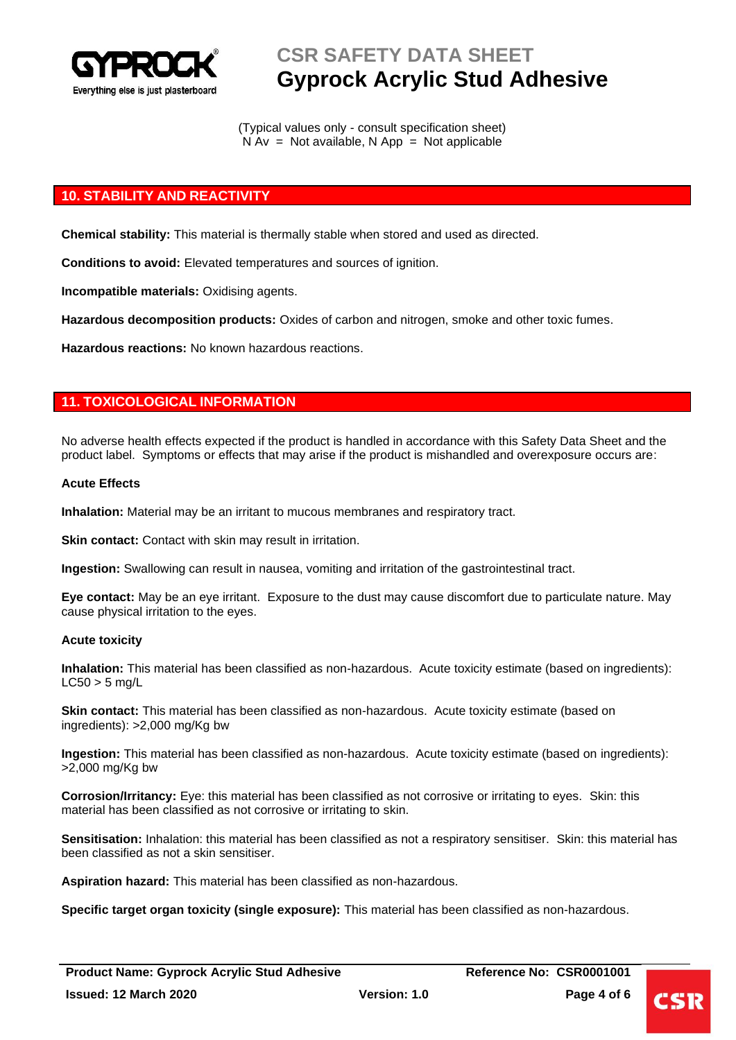(Typical values only - consult specification sheet)
N Av = Not available, N App = Not applicable

## 10. STABILITY AND REACTIVITY

**Chemical stability:** This material is thermally stable when stored and used as directed.

**Conditions to avoid:** Elevated temperatures and sources of ignition.

**Incompatible materials:** Oxidising agents.

**Hazardous decomposition products:** Oxides of carbon and nitrogen, smoke and other toxic fumes.

**Hazardous reactions:** No known hazardous reactions.

## 11. TOXICOLOGICAL INFORMATION

No adverse health effects expected if the product is handled in accordance with this Safety Data Sheet and the product label. Symptoms or effects that may arise if the product is mishandled and overexposure occurs are:

**Acute Effects**

**Inhalation:** Material may be an irritant to mucous membranes and respiratory tract.

**Skin contact:** Contact with skin may result in irritation.

**Ingestion:** Swallowing can result in nausea, vomiting and irritation of the gastrointestinal tract.

**Eye contact:** May be an eye irritant. Exposure to the dust may cause discomfort due to particulate nature. May cause physical irritation to the eyes.

**Acute toxicity**

**Inhalation:** This material has been classified as non-hazardous. Acute toxicity estimate (based on ingredients): $LC_{50}$ > 5 mg/L

**Skin contact:** This material has been classified as non-hazardous. Acute toxicity estimate (based on ingredients): >2,000 mg/Kg bw

**Ingestion:** This material has been classified as non-hazardous. Acute toxicity estimate (based on ingredients): >2,000 mg/Kg bw

**Corrosion/Irritancy:** Eye: this material has been classified as not corrosive or irritating to eyes. Skin: this material has been classified as not corrosive or irritating to skin.

**Sensitisation:** Inhalation: this material has been classified as not a respiratory sensitiser. Skin: this material has been classified as not a skin sensitiser.

**Aspiration hazard:** This material has been classified as non-hazardous.

**Specific target organ toxicity (single exposure):** This material has been classified as non-hazardous.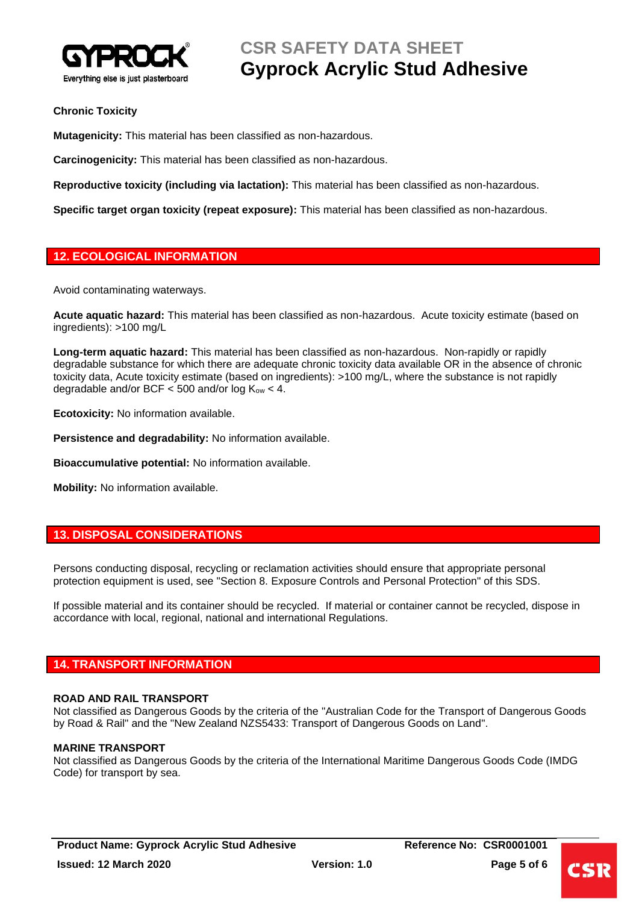**Chronic Toxicity**

**Mutagenicity:** This material has been classified as non-hazardous.

**Carcinogenicity:** This material has been classified as non-hazardous.

**Reproductive toxicity (including via lactation):** This material has been classified as non-hazardous.

**Specific target organ toxicity (repeat exposure):** This material has been classified as non-hazardous.

## 12. ECOLOGICAL INFORMATION

Avoid contaminating waterways.

**Acute aquatic hazard:** This material has been classified as non-hazardous. Acute toxicity estimate (based on ingredients): >100 mg/L

**Long-term aquatic hazard:** This material has been classified as non-hazardous. Non-rapidly or rapidly degradable substance for which there are adequate chronic toxicity data available OR in the absence of chronic toxicity data, Acute toxicity estimate (based on ingredients): >100 mg/L, where the substance is not rapidly degradable and/or BCF < 500 and/or log $K_{ow}$ < 4.

**Ecotoxicity:** No information available.

**Persistence and degradability:** No information available.

**Bioaccumulative potential:** No information available.

**Mobility:** No information available.

## 13. DISPOSAL CONSIDERATIONS

Persons conducting disposal, recycling or reclamation activities should ensure that appropriate personal protection equipment is used, see "Section 8. Exposure Controls and Personal Protection" of this SDS.

If possible material and its container should be recycled. If material or container cannot be recycled, dispose in accordance with local, regional, national and international Regulations.

## 14. TRANSPORT INFORMATION

**ROAD AND RAIL TRANSPORT**
Not classified as Dangerous Goods by the criteria of the "Australian Code for the Transport of Dangerous Goods by Road & Rail" and the "New Zealand NZS5433: Transport of Dangerous Goods on Land".

**MARINE TRANSPORT**
Not classified as Dangerous Goods by the criteria of the International Maritime Dangerous Goods Code (IMDG Code) for transport by sea.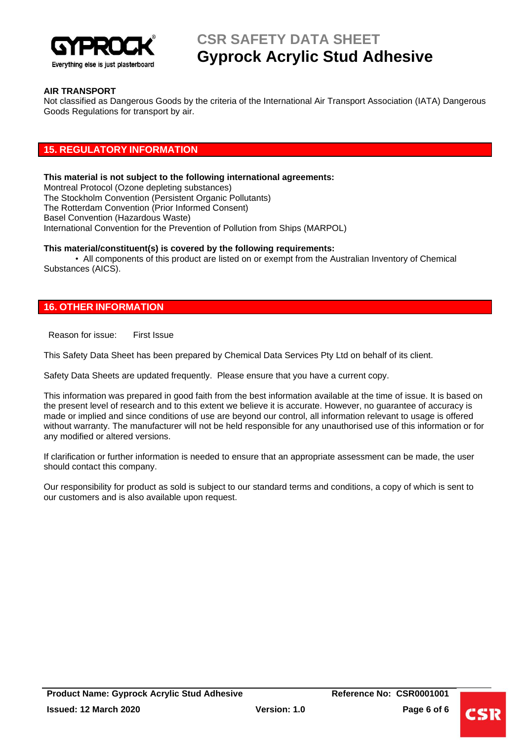**AIR TRANSPORT**

Not classified as Dangerous Goods by the criteria of the International Air Transport Association (IATA) Dangerous Goods Regulations for transport by air.

## 15. REGULATORY INFORMATION

**This material is not subject to the following international agreements:**

Montreal Protocol (Ozone depleting substances)
The Stockholm Convention (Persistent Organic Pollutants)
The Rotterdam Convention (Prior Informed Consent)
Basel Convention (Hazardous Waste)
International Convention for the Prevention of Pollution from Ships (MARPOL)

**This material/constituent(s) is covered by the following requirements:**

• All components of this product are listed on or exempt from the Australian Inventory of Chemical Substances (AICS).

## 16. OTHER INFORMATION

Reason for issue: First Issue

This Safety Data Sheet has been prepared by Chemical Data Services Pty Ltd on behalf of its client.

Safety Data Sheets are updated frequently. Please ensure that you have a current copy.

This information was prepared in good faith from the best information available at the time of issue. It is based on the present level of research and to this extent we believe it is accurate. However, no guarantee of accuracy is made or implied and since conditions of use are beyond our control, all information relevant to usage is offered without warranty. The manufacturer will not be held responsible for any unauthorised use of this information or for any modified or altered versions.

If clarification or further information is needed to ensure that an appropriate assessment can be made, the user should contact this company.

Our responsibility for product as sold is subject to our standard terms and conditions, a copy of which is sent to our customers and is also available upon request.